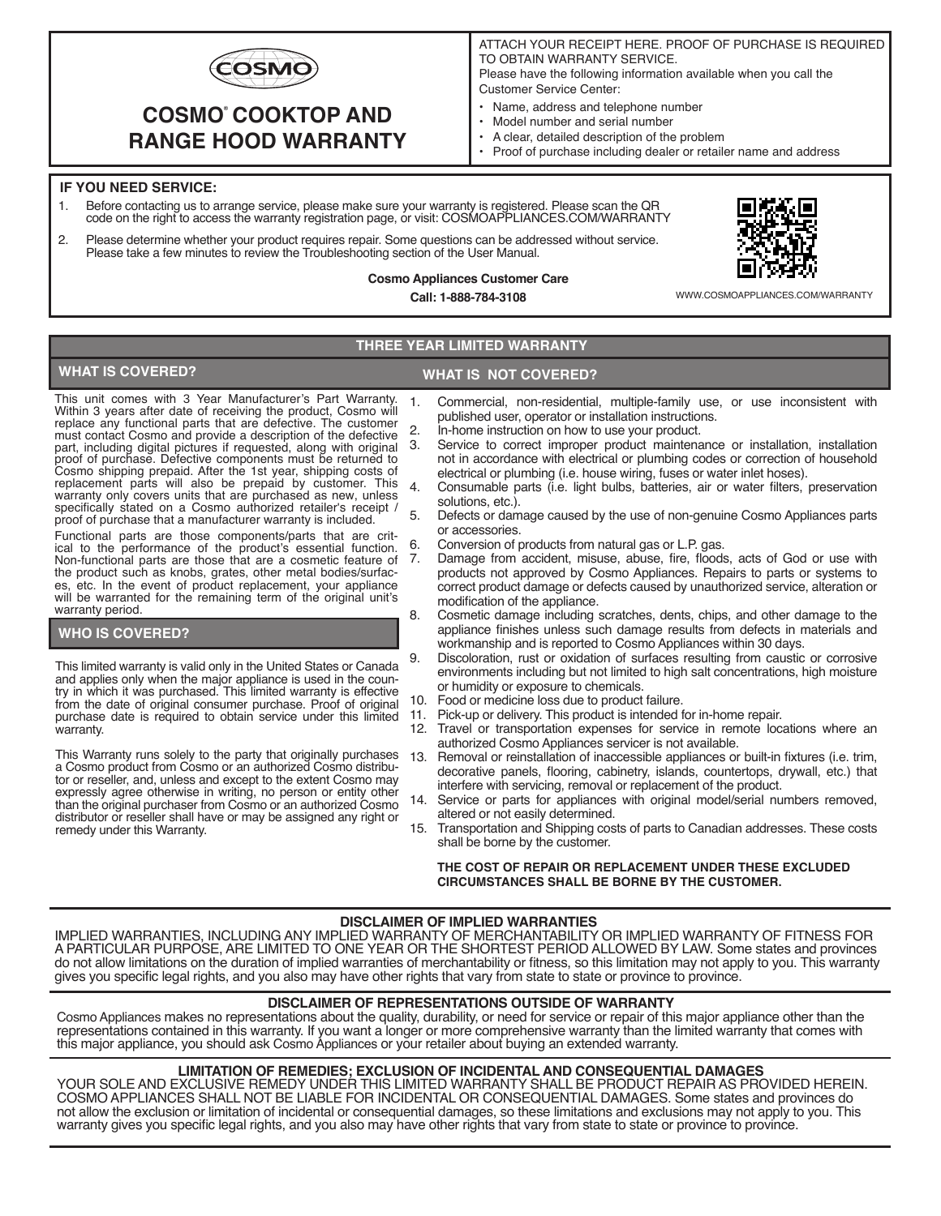COSMO

# COSMO® COOKTOP AND RANGE HOOD WARRANTY

ATTACH YOUR RECEIPT HERE. PROOF OF PURCHASE IS REQUIRED TO OBTAIN WARRANTY SERVICE.
Please have the following information available when you call the Customer Service Center:

- Name, address and telephone number
- Model number and serial number
- A clear, detailed description of the problem
- Proof of purchase including dealer or retailer name and address

## IF YOU NEED SERVICE:

1. Before contacting us to arrange service, please make sure your warranty is registered. Please scan the QR code on the right to access the warranty registration page, or visit: COSMOAPPLIANCES.COM/WARRANTY
2. Please determine whether your product requires repair. Some questions can be addressed without service. Please take a few minutes to review the Troubleshooting section of the User Manual.

**Cosmo Appliances Customer Care**

**Call: 1-888-784-3108**

WWW.COSMOAPPLIANCES.COM/WARRANTY

## THREE YEAR LIMITED WARRANTY

### WHAT IS COVERED?

This unit comes with 3 Year Manufacturer's Part Warranty. Within 3 years after date of receiving the product, Cosmo will replace any functional parts that are defective. The customer must contact Cosmo and provide a description of the defective part, including digital pictures if requested, along with original proof of purchase. Defective components must be returned to Cosmo shipping prepaid. After the 1st year, shipping costs of replacement parts will also be prepaid by customer. This warranty only covers units that are purchased as new, unless specifically stated on a Cosmo authorized retailer's receipt / proof of purchase that a manufacturer warranty is included.

Functional parts are those components/parts that are critical to the performance of the product's essential function. Non-functional parts are those that are a cosmetic feature of the product such as knobs, grates, other metal bodies/surfaces, etc. In the event of product replacement, your appliance will be warranted for the remaining term of the original unit's warranty period.

### WHO IS COVERED?

This limited warranty is valid only in the United States or Canada and applies only when the major appliance is used in the country in which it was purchased. This limited warranty is effective from the date of original consumer purchase. Proof of original purchase date is required to obtain service under this limited warranty.

This Warranty runs solely to the party that originally purchases a Cosmo product from Cosmo or an authorized Cosmo distributor or reseller, and, unless and except to the extent Cosmo may expressly agree otherwise in writing, no person or entity other than the original purchaser from Cosmo or an authorized Cosmo distributor or reseller shall have or may be assigned any right or remedy under this Warranty.

### WHAT IS NOT COVERED?

1. Commercial, non-residential, multiple-family use, or use inconsistent with published user, operator or installation instructions.
2. In-home instruction on how to use your product.
3. Service to correct improper product maintenance or installation, installation not in accordance with electrical or plumbing codes or correction of household electrical or plumbing (i.e. house wiring, fuses or water inlet hoses).
4. Consumable parts (i.e. light bulbs, batteries, air or water filters, preservation solutions, etc.).
5. Defects or damage caused by the use of non-genuine Cosmo Appliances parts or accessories.
6. Conversion of products from natural gas or L.P. gas.
7. Damage from accident, misuse, abuse, fire, floods, acts of God or use with products not approved by Cosmo Appliances. Repairs to parts or systems to correct product damage or defects caused by unauthorized service, alteration or modification of the appliance.
8. Cosmetic damage including scratches, dents, chips, and other damage to the appliance finishes unless such damage results from defects in materials and workmanship and is reported to Cosmo Appliances within 30 days.
9. Discoloration, rust or oxidation of surfaces resulting from caustic or corrosive environments including but not limited to high salt concentrations, high moisture or humidity or exposure to chemicals.
10. Food or medicine loss due to product failure.
11. Pick-up or delivery. This product is intended for in-home repair.
12. Travel or transportation expenses for service in remote locations where an authorized Cosmo Appliances servicer is not available.
13. Removal or reinstallation of inaccessible appliances or built-in fixtures (i.e. trim, decorative panels, flooring, cabinetry, islands, countertops, drywall, etc.) that interfere with servicing, removal or replacement of the product.
14. Service or parts for appliances with original model/serial numbers removed, altered or not easily determined.
15. Transportation and Shipping costs of parts to Canadian addresses. These costs shall be borne by the customer.

**THE COST OF REPAIR OR REPLACEMENT UNDER THESE EXCLUDED CIRCUMSTANCES SHALL BE BORNE BY THE CUSTOMER.**

### DISCLAIMER OF IMPLIED WARRANTIES

IMPLIED WARRANTIES, INCLUDING ANY IMPLIED WARRANTY OF MERCHANTABILITY OR IMPLIED WARRANTY OF FITNESS FOR A PARTICULAR PURPOSE, ARE LIMITED TO ONE YEAR OR THE SHORTEST PERIOD ALLOWED BY LAW. Some states and provinces do not allow limitations on the duration of implied warranties of merchantability or fitness, so this limitation may not apply to you. This warranty gives you specific legal rights, and you also may have other rights that vary from state to state or province to province.

### DISCLAIMER OF REPRESENTATIONS OUTSIDE OF WARRANTY

Cosmo Appliances makes no representations about the quality, durability, or need for service or repair of this major appliance other than the representations contained in this warranty. If you want a longer or more comprehensive warranty than the limited warranty that comes with this major appliance, you should ask Cosmo Appliances or your retailer about buying an extended warranty.

### LIMITATION OF REMEDIES; EXCLUSION OF INCIDENTAL AND CONSEQUENTIAL DAMAGES

YOUR SOLE AND EXCLUSIVE REMEDY UNDER THIS LIMITED WARRANTY SHALL BE PRODUCT REPAIR AS PROVIDED HEREIN. COSMO APPLIANCES SHALL NOT BE LIABLE FOR INCIDENTAL OR CONSEQUENTIAL DAMAGES. Some states and provinces do not allow the exclusion or limitation of incidental or consequential damages, so these limitations and exclusions may not apply to you. This warranty gives you specific legal rights, and you also may have other rights that vary from state to state or province to province.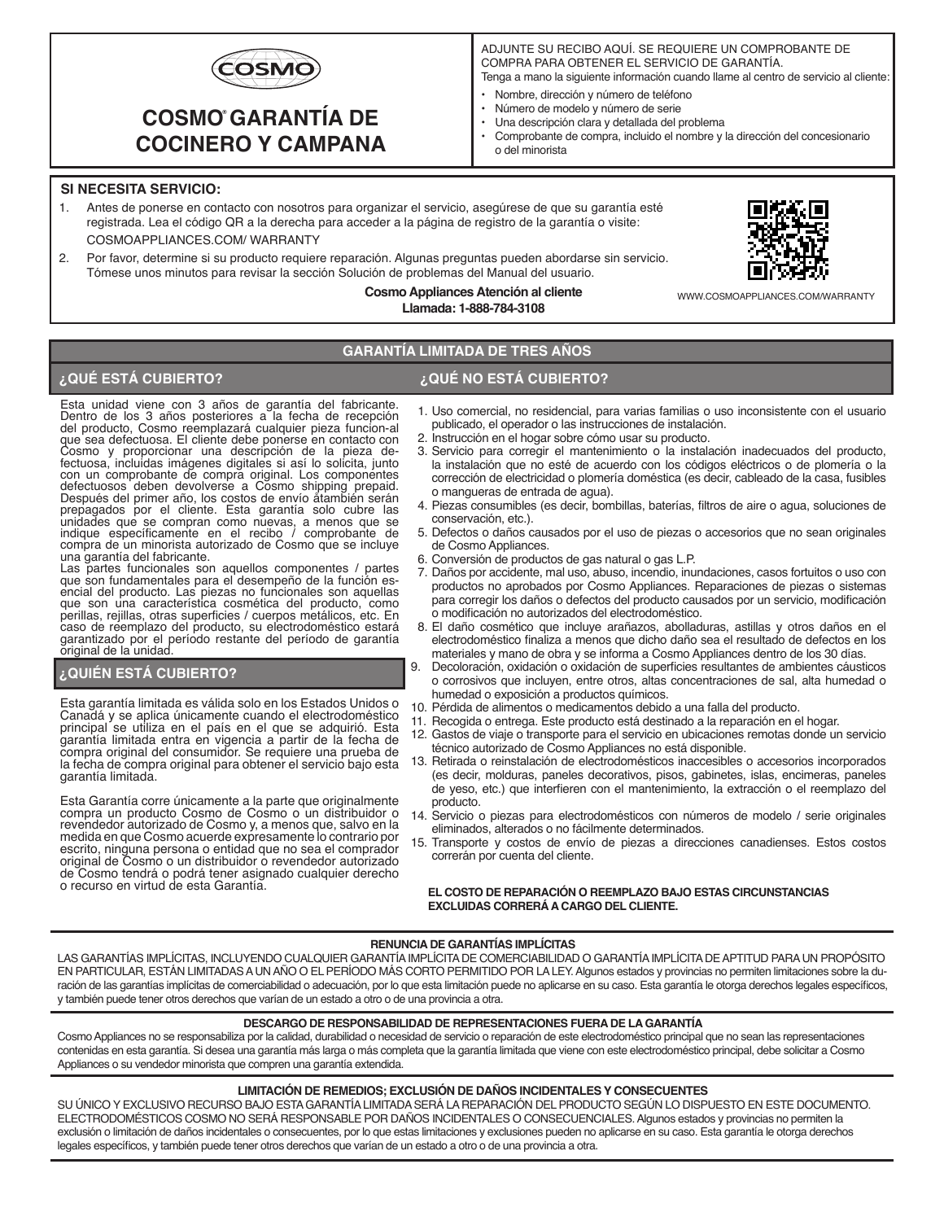# COSMO® GARANTÍA DE COCINERO Y CAMPANA

ADJUNTE SU RECIBO AQUÍ. SE REQUIERE UN COMPROBANTE DE COMPRA PARA OBTENER EL SERVICIO DE GARANTÍA.
Tenga a mano la siguiente información cuando llame al centro de servicio al cliente:

- Nombre, dirección y número de teléfono
- Número de modelo y número de serie
- Una descripción clara y detallada del problema
- Comprobante de compra, incluido el nombre y la dirección del concesionario o del minorista

## SI NECESITA SERVICIO:

1. Antes de ponerse en contacto con nosotros para organizar el servicio, asegúrese de que su garantía esté registrada. Lea el código QR a la derecha para acceder a la página de registro de la garantía o visite: COSMOAPPLIANCES.COM/ WARRANTY
2. Por favor, determine si su producto requiere reparación. Algunas preguntas pueden abordarse sin servicio. Tómese unos minutos para revisar la sección Solución de problemas del Manual del usuario.

**Cosmo Appliances Atención al cliente**
**Llamada: 1-888-784-3108**

WWW.COSMOAPPLIANCES.COM/WARRANTY

## GARANTÍA LIMITADA DE TRES AÑOS

### ¿QUÉ ESTÁ CUBIERTO?

Esta unidad viene con 3 años de garantía del fabricante. Dentro de los 3 años posteriores a la fecha de recepción del producto, Cosmo reemplazará cualquier pieza funcion-al que sea defectuosa. El cliente debe ponerse en contacto con Cosmo y proporcionar una descripción de la pieza de-fectuosa, incluidas imágenes digitales si así lo solicita, junto con un comprobante de compra original. Los componentes defectuosos deben devolverse a Cosmo shipping prepaid. Después del primer año, los costos de envío átambién serán prepagados por el cliente. Esta garantía solo cubre las unidades que se compran como nuevas, a menos que se indique específicamente en el recibo / comprobante de compra de un minorista autorizado de Cosmo que se incluye una garantía del fabricante.

Las partes funcionales son aquellos componentes / partes que son fundamentales para el desempeño de la función es-encial del producto. Las piezas no funcionales son aquellas que son una característica cosmética del producto, como perillas, rejillas, otras superficies / cuerpos metálicos, etc. En caso de reemplazo del producto, su electrodoméstico estará garantizado por el período restante del período de garantía original de la unidad.

### ¿QUIÉN ESTÁ CUBIERTO?

Esta garantía limitada es válida solo en los Estados Unidos o Canadá y se aplica únicamente cuando el electrodoméstico principal se utiliza en el país en el que se adquirió. Esta garantía limitada entra en vigencia a partir de la fecha de compra original del consumidor. Se requiere una prueba de la fecha de compra original para obtener el servicio bajo esta garantía limitada.

Esta Garantía corre únicamente a la parte que originalmente compra un producto Cosmo de Cosmo o un distribuidor o revendedor autorizado de Cosmo y, a menos que, salvo en la medida en que Cosmo acuerde expresamente lo contrario por escrito, ninguna persona o entidad que no sea el comprador original de Cosmo o un distribuidor o revendedor autorizado de Cosmo tendrá o podrá tener asignado cualquier derecho o recurso en virtud de esta Garantía.

### ¿QUÉ NO ESTÁ CUBIERTO?

1. Uso comercial, no residencial, para varias familias o uso inconsistente con el usuario publicado, el operador o las instrucciones de instalación.
2. Instrucción en el hogar sobre cómo usar su producto.
3. Servicio para corregir el mantenimiento o la instalación inadecuados del producto, la instalación que no esté de acuerdo con los códigos eléctricos o de plomería o la corrección de electricidad o plomería doméstica (es decir, cableado de la casa, fusibles o mangueras de entrada de agua).
4. Piezas consumibles (es decir, bombillas, baterías, filtros de aire o agua, soluciones de conservación, etc.).
5. Defectos o daños causados por el uso de piezas o accesorios que no sean originales de Cosmo Appliances.
6. Conversión de productos de gas natural o gas L.P.
7. Daños por accidente, mal uso, abuso, incendio, inundaciones, casos fortuitos o uso con productos no aprobados por Cosmo Appliances. Reparaciones de piezas o sistemas para corregir los daños o defectos del producto causados por un servicio, modificación o modificación no autorizados del electrodoméstico.
8. El daño cosmético que incluye arañazos, abolladuras, astillas y otros daños en el electrodoméstico finaliza a menos que dicho daño sea el resultado de defectos en los materiales y mano de obra y se informa a Cosmo Appliances dentro de los 30 días.
9. Decoloración, oxidación u oxidación de superficies resultantes de ambientes cáusticos o corrosivos que incluyen, entre otros, altas concentraciones de sal, alta humedad o humedad o exposición a productos químicos.
10. Pérdida de alimentos o medicamentos debido a una falla del producto.
11. Recogida o entrega. Este producto está destinado a la reparación en el hogar.
12. Gastos de viaje o transporte para el servicio en ubicaciones remotas donde un servicio técnico autorizado de Cosmo Appliances no está disponible.
13. Retirada o reinstalación de electrodomésticos inaccesibles o accesorios incorporados (es decir, molduras, paneles decorativos, pisos, gabinetes, islas, encimeras, paneles de yeso, etc.) que interfieren con el mantenimiento, la extracción o el reemplazo del producto.
14. Servicio o piezas para electrodomésticos con números de modelo / serie originales eliminados, alterados o no fácilmente determinados.
15. Transporte y costos de envío de piezas a direcciones canadienses. Estos costos correrán por cuenta del cliente.

**EL COSTO DE REPARACIÓN O REEMPLAZO BAJO ESTAS CIRCUNSTANCIAS EXCLUIDAS CORRERÁ A CARGO DEL CLIENTE.**

### RENUNCIA DE GARANTÍAS IMPLÍCITAS

LAS GARANTÍAS IMPLÍCITAS, INCLUYENDO CUALQUIER GARANTÍA IMPLÍCITA DE COMERCIABILIDAD O GARANTÍA IMPLÍCITA DE APTITUD PARA UN PROPÓSITO EN PARTICULAR, ESTÁN LIMITADAS A UN AÑO O EL PERÍODO MÁS CORTO PERMITIDO POR LA LEY. Algunos estados y provincias no permiten limitaciones sobre la duración de las garantías implícitas de comerciabilidad o adecuación, por lo que esta limitación puede no aplicarse en su caso. Esta garantía le otorga derechos legales específicos, y también puede tener otros derechos que varían de un estado a otro o de una provincia a otra.

### DESCARGO DE RESPONSABILIDAD DE REPRESENTACIONES FUERA DE LA GARANTÍA

Cosmo Appliances no se responsabiliza por la calidad, durabilidad o necesidad de servicio o reparación de este electrodoméstico principal que no sean las representaciones contenidas en esta garantía. Si desea una garantía más larga o más completa que la garantía limitada que viene con este electrodoméstico principal, debe solicitar a Cosmo Appliances o su vendedor minorista que compren una garantía extendida.

### LIMITACIÓN DE REMEDIOS; EXCLUSIÓN DE DAÑOS INCIDENTALES Y CONSECUENTES

SU ÚNICO Y EXCLUSIVO RECURSO BAJO ESTA GARANTÍA LIMITADA SERÁ LA REPARACIÓN DEL PRODUCTO SEGÚN LO DISPUESTO EN ESTE DOCUMENTO. ELECTRODOMÉSTICOS COSMO NO SERÁ RESPONSABLE POR DAÑOS INCIDENTALES O CONSECUENCIALES. Algunos estados y provincias no permiten la exclusión o limitación de daños incidentales o consecuentes, por lo que estas limitaciones y exclusiones pueden no aplicarse en su caso. Esta garantía le otorga derechos legales específicos, y también puede tener otros derechos que varían de un estado a otro o de una provincia a otra.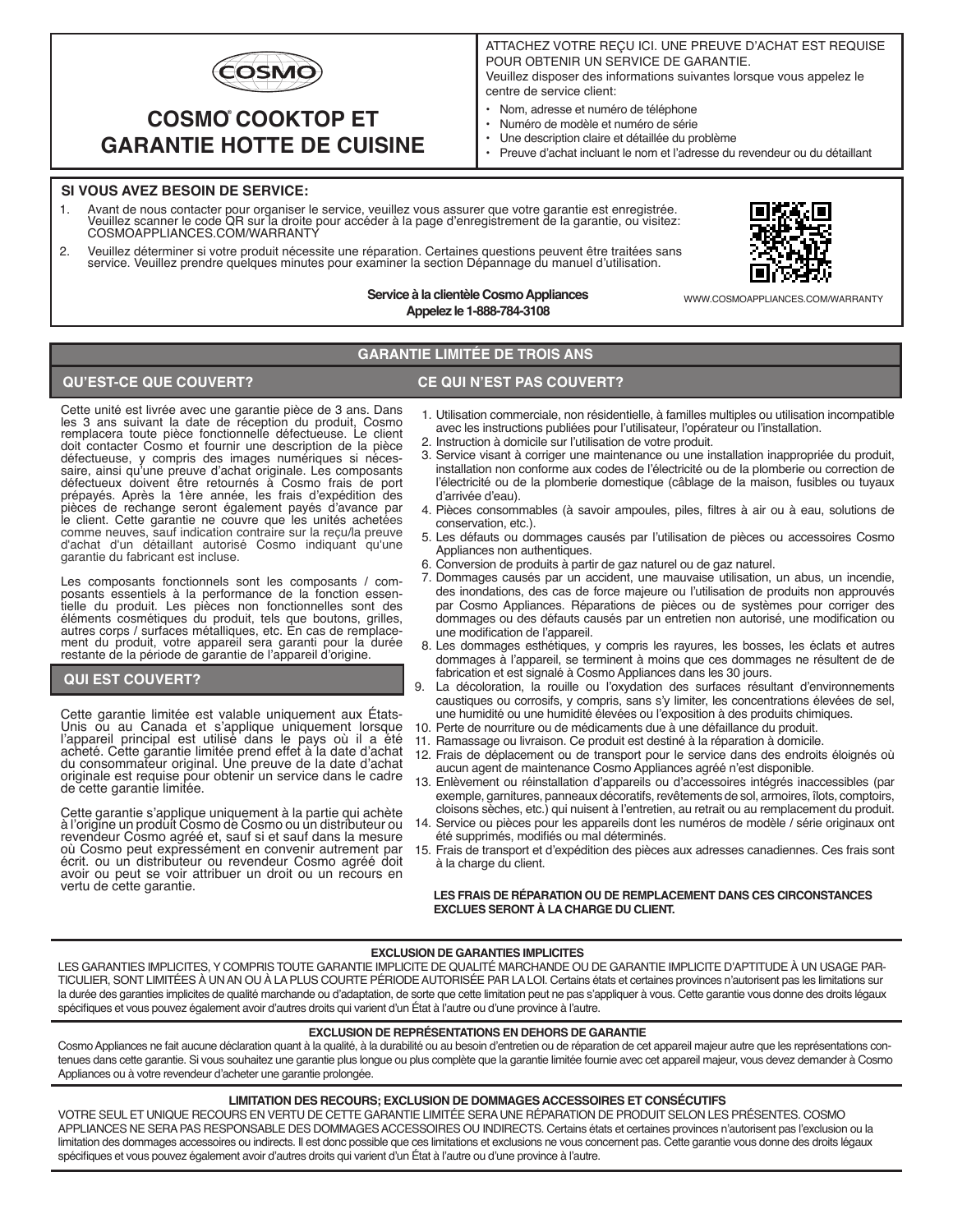# COSMO® COOKTOP ET GARANTIE HOTTE DE CUISINE

ATTACHEZ VOTRE REÇU ICI. UNE PREUVE D'ACHAT EST REQUISE POUR OBTENIR UN SERVICE DE GARANTIE.

Veuillez disposer des informations suivantes lorsque vous appelez le centre de service client:

- Nom, adresse et numéro de téléphone
- Numéro de modèle et numéro de série
- Une description claire et détaillée du problème
- Preuve d'achat incluant le nom et l'adresse du revendeur ou du détaillant

## SI VOUS AVEZ BESOIN DE SERVICE:

1. Avant de nous contacter pour organiser le service, veuillez vous assurer que votre garantie est enregistrée. Veuillez scanner le code QR sur la droite pour accéder à la page d'enregistrement de la garantie, ou visitez: COSMOAPPLIANCES.COM/WARRANTY
2. Veuillez déterminer si votre produit nécessite une réparation. Certaines questions peuvent être traitées sans service. Veuillez prendre quelques minutes pour examiner la section Dépannage du manuel d'utilisation.

**Service à la clientèle Cosmo Appliances**
**Appelez le 1-888-784-3108**

WWW.COSMOAPPLIANCES.COM/WARRANTY

## GARANTIE LIMITÉE DE TROIS ANS

### QU'EST-CE QUE COUVERT?

Cette unité est livrée avec une garantie pièce de 3 ans. Dans les 3 ans suivant la date de réception du produit, Cosmo remplacera toute pièce fonctionnelle défectueuse. Le client doit contacter Cosmo et fournir une description de la pièce défectueuse, y compris des images numériques si nécessaire, ainsi qu'une preuve d'achat originale. Les composants défectueux doivent être retournés à Cosmo frais de port prépayés. Après la 1ère année, les frais d'expédition des pièces de rechange seront également payés d'avance par le client. Cette garantie ne couvre que les unités achetées comme neuves, sauf indication contraire sur la reçu/la preuve d'achat d'un détaillant autorisé Cosmo indiquant qu'une garantie du fabricant est incluse.

Les composants fonctionnels sont les composants / composants essentiels à la performance de la fonction essentielle du produit. Les pièces non fonctionnelles sont des éléments cosmétiques du produit, tels que boutons, grilles, autres corps / surfaces métalliques, etc. En cas de remplacement du produit, votre appareil sera garanti pour la durée restante de la période de garantie de l'appareil d'origine.

### QUI EST COUVERT?

Cette garantie limitée est valable uniquement aux États-Unis ou au Canada et s'applique uniquement lorsque l'appareil principal est utilisé dans le pays où il a été acheté. Cette garantie limitée prend effet à la date d'achat du consommateur original. Une preuve de la date d'achat originale est requise pour obtenir un service dans le cadre de cette garantie limitée.

Cette garantie s'applique uniquement à la partie qui achète à l'origine un produit Cosmo de Cosmo ou un distributeur ou revendeur Cosmo agréé et, sauf si et sauf dans la mesure où Cosmo peut expressément en convenir autrement par écrit. ou un distributeur ou revendeur Cosmo agréé doit avoir ou peut se voir attribuer un droit ou un recours en vertu de cette garantie.

### CE QUI N'EST PAS COUVERT?

1. Utilisation commerciale, non résidentielle, à familles multiples ou utilisation incompatible avec les instructions publiées pour l'utilisateur, l'opérateur ou l'installation.
2. Instruction à domicile sur l'utilisation de votre produit.
3. Service visant à corriger une maintenance ou une installation inappropriée du produit, installation non conforme aux codes de l'électricité ou de la plomberie ou correction de l'électricité ou de la plomberie domestique (câblage de la maison, fusibles ou tuyaux d'arrivée d'eau).
4. Pièces consommables (à savoir ampoules, piles, filtres à air ou à eau, solutions de conservation, etc.).
5. Les défauts ou dommages causés par l'utilisation de pièces ou accessoires Cosmo Appliances non authentiques.
6. Conversion de produits à partir de gaz naturel ou de gaz naturel.
7. Dommages causés par un accident, une mauvaise utilisation, un abus, un incendie, des inondations, des cas de force majeure ou l'utilisation de produits non approuvés par Cosmo Appliances. Réparations de pièces ou de systèmes pour corriger des dommages ou des défauts causés par un entretien non autorisé, une modification ou une modification de l'appareil.
8. Les dommages esthétiques, y compris les rayures, les bosses, les éclats et autres dommages à l'appareil, se terminent à moins que ces dommages ne résultent de fabrication et est signalé à Cosmo Appliances dans les 30 jours.
9. La décoloration, la rouille ou l'oxydation des surfaces résultant d'environnements caustiques ou corrosifs, y compris, sans s'y limiter, les concentrations élevées de sel, une humidité ou une humidité élevées ou l'exposition à des produits chimiques.
10. Perte de nourriture ou de médicaments due à une défaillance du produit.
11. Ramassage ou livraison. Ce produit est destiné à la réparation à domicile.
12. Frais de déplacement ou de transport pour le service dans des endroits éloignés où aucun agent de maintenance Cosmo Appliances agréé n'est disponible.
13. Enlèvement ou réinstallation d'appareils ou d'accessoires intégrés inaccessibles (par exemple, garnitures, panneaux décoratifs, revêtements de sol, armoires, îlots, comptoirs, cloisons sèches, etc.) qui nuisent à l'entretien, au retrait ou au remplacement du produit.
14. Service ou pièces pour les appareils dont les numéros de modèle / série originaux ont été supprimés, modifiés ou mal déterminés.
15. Frais de transport et d'expédition des pièces aux adresses canadiennes. Ces frais sont à la charge du client.

**LES FRAIS DE RÉPARATION OU DE REMPLACEMENT DANS CES CIRCONSTANCES EXCLUES SERONT À LA CHARGE DU CLIENT.**

### EXCLUSION DE GARANTIES IMPLICITES

LES GARANTIES IMPLICITES, Y COMPRIS TOUTE GARANTIE IMPLICITE DE QUALITÉ MARCHANDE OU DE GARANTIE IMPLICITE D'APTITUDE À UN USAGE PARTICULIER, SONT LIMITÉES À UN AN OU À LA PLUS COURTE PÉRIODE AUTORISÉE PAR LA LOI. Certains états et certaines provinces n'autorisent pas les limitations sur la durée des garanties implicites de qualité marchande ou d'adaptation, de sorte que cette limitation peut ne pas s'appliquer à vous. Cette garantie vous donne des droits légaux spécifiques et vous pouvez également avoir d'autres droits qui varient d'un État à l'autre ou d'une province à l'autre.

### EXCLUSION DE REPRÉSENTATIONS EN DEHORS DE GARANTIE

Cosmo Appliances ne fait aucune déclaration quant à la qualité, à la durabilité ou au besoin d'entretien ou de réparation de cet appareil majeur autre que les représentations contenues dans cette garantie. Si vous souhaitez une garantie plus longue ou plus complète que la garantie limitée fournie avec cet appareil majeur, vous devez demander à Cosmo Appliances ou à votre revendeur d'acheter une garantie prolongée.

### LIMITATION DES RECOURS; EXCLUSION DE DOMMAGES ACCESSOIRES ET CONSÉCUTIFS

VOTRE SEUL ET UNIQUE RECOURS EN VERTU DE CETTE GARANTIE LIMITÉE SERA UNE RÉPARATION DE PRODUIT SELON LES PRÉSENTES. COSMO APPLIANCES NE SERA PAS RESPONSABLE DES DOMMAGES ACCESSOIRES OU INDIRECTS. Certains états et certaines provinces n'autorisent pas l'exclusion ou la limitation des dommages accessoires ou indirects. Il est donc possible que ces limitations et exclusions ne vous concernent pas. Cette garantie vous donne des droits légaux spécifiques et vous pouvez également avoir d'autres droits qui varient d'un État à l'autre ou d'une province à l'autre.